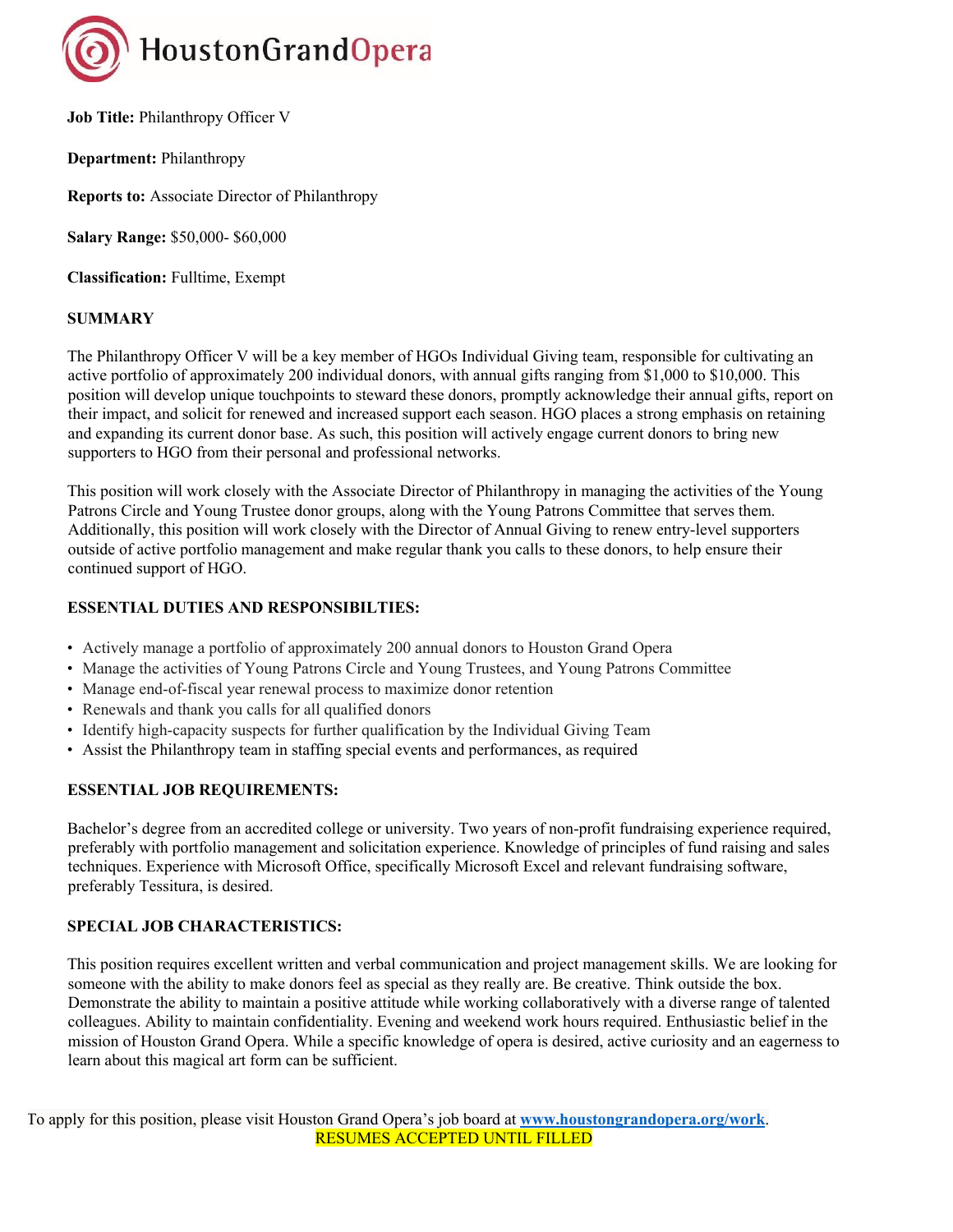HoustonGrandOpera

**Job Title:** Philanthropy Officer V

**Department:** Philanthropy

**Reports to:** Associate Director of Philanthropy

**Salary Range:** $50,000- $60,000

**Classification:** Fulltime, Exempt

**SUMMARY**

The Philanthropy Officer V will be a key member of HGOs Individual Giving team, responsible for cultivating an active portfolio of approximately 200 individual donors, with annual gifts ranging from $1,000 to $10,000. This position will develop unique touchpoints to steward these donors, promptly acknowledge their annual gifts, report on their impact, and solicit for renewed and increased support each season. HGO places a strong emphasis on retaining and expanding its current donor base. As such, this position will actively engage current donors to bring new supporters to HGO from their personal and professional networks.

This position will work closely with the Associate Director of Philanthropy in managing the activities of the Young Patrons Circle and Young Trustee donor groups, along with the Young Patrons Committee that serves them. Additionally, this position will work closely with the Director of Annual Giving to renew entry-level supporters outside of active portfolio management and make regular thank you calls to these donors, to help ensure their continued support of HGO.

**ESSENTIAL DUTIES AND RESPONSIBILTIES:**

- Actively manage a portfolio of approximately 200 annual donors to Houston Grand Opera
- Manage the activities of Young Patrons Circle and Young Trustees, and Young Patrons Committee
- Manage end-of-fiscal year renewal process to maximize donor retention
- Renewals and thank you calls for all qualified donors
- Identify high-capacity suspects for further qualification by the Individual Giving Team
- Assist the Philanthropy team in staffing special events and performances, as required

**ESSENTIAL JOB REQUIREMENTS:**

Bachelor's degree from an accredited college or university. Two years of non-profit fundraising experience required, preferably with portfolio management and solicitation experience. Knowledge of principles of fund raising and sales techniques. Experience with Microsoft Office, specifically Microsoft Excel and relevant fundraising software, preferably Tessitura, is desired.

**SPECIAL JOB CHARACTERISTICS:**

This position requires excellent written and verbal communication and project management skills. We are looking for someone with the ability to make donors feel as special as they really are. Be creative. Think outside the box. Demonstrate the ability to maintain a positive attitude while working collaboratively with a diverse range of talented colleagues. Ability to maintain confidentiality. Evening and weekend work hours required. Enthusiastic belief in the mission of Houston Grand Opera. While a specific knowledge of opera is desired, active curiosity and an eagerness to learn about this magical art form can be sufficient.

To apply for this position, please visit Houston Grand Opera's job board at **www.houstongrandopera.org/work**.

RESUMES ACCEPTED UNTIL FILLED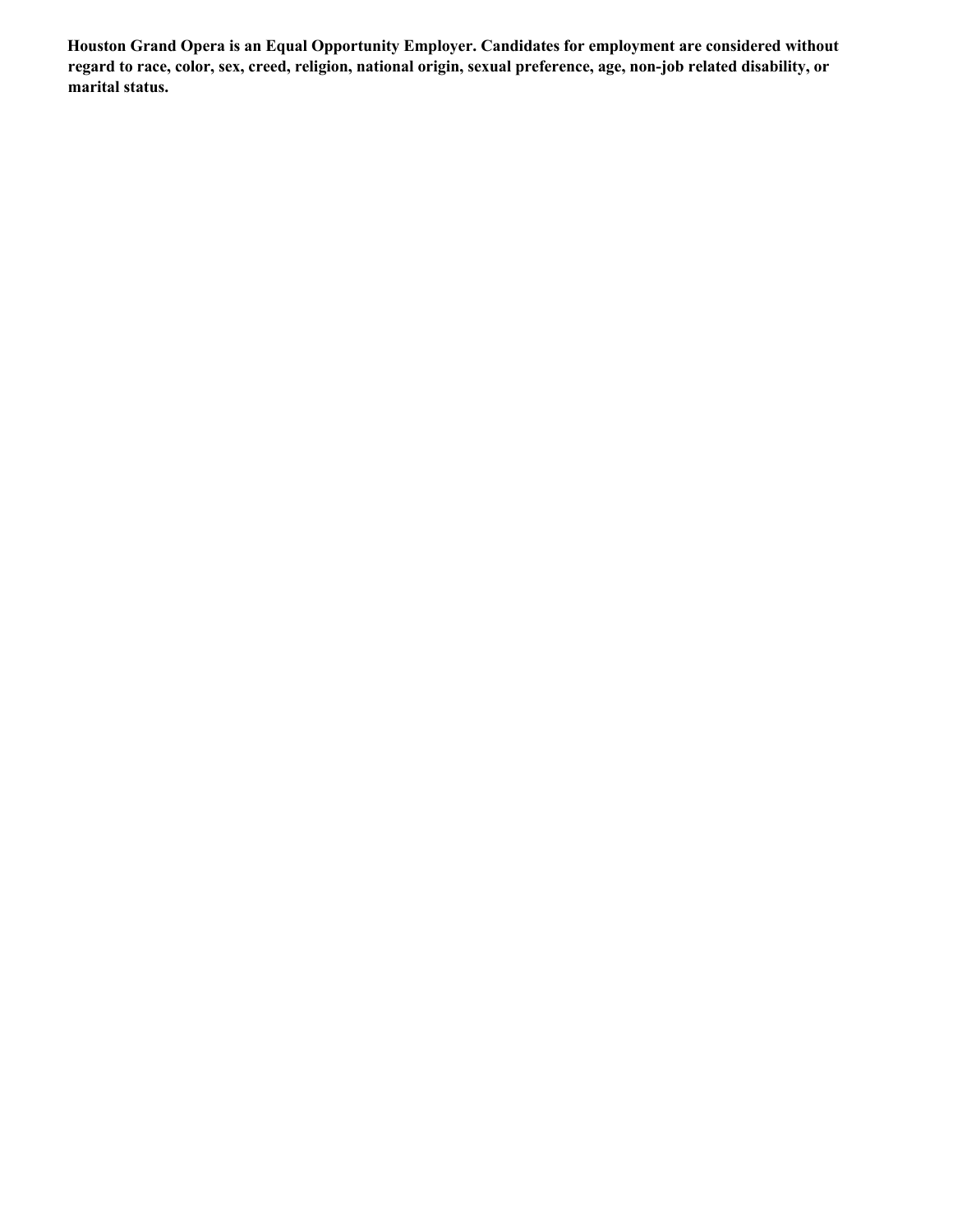**Houston Grand Opera is an Equal Opportunity Employer. Candidates for employment are considered without regard to race, color, sex, creed, religion, national origin, sexual preference, age, non-job related disability, or marital status.**